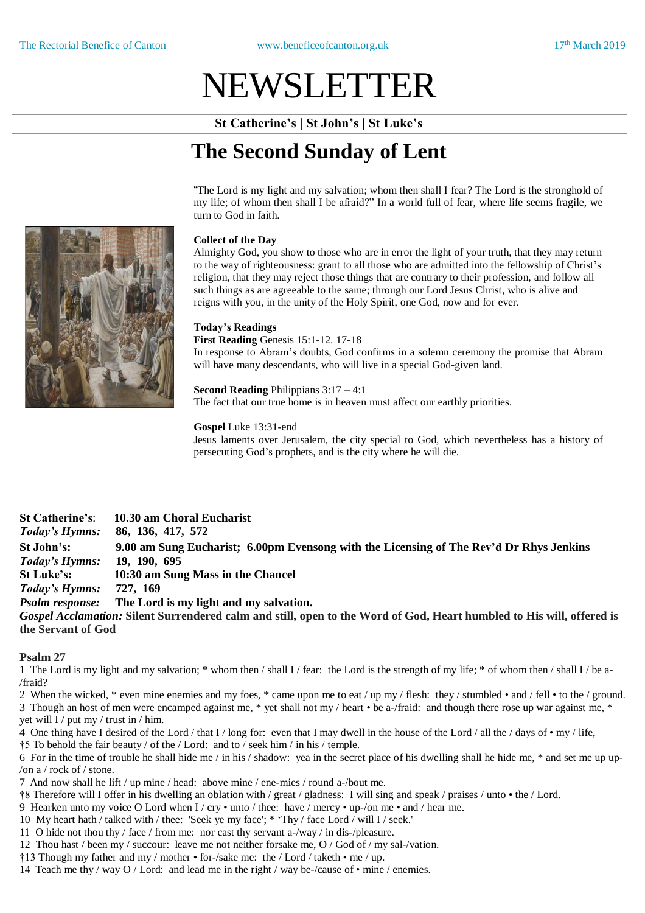# NEWSLETTER

**St Catherine's | St John's | St Luke's**

## The Second Sunday of Lent

"The Lord is my light and my salvation; whom then shall I fear? The Lord is the stronghold of my life; of whom then shall I be afraid?" In a world full of fear, where life seems fragile, we turn to God in faith.

**Collect of the Day**

Almighty God, you show to those who are in error the light of your truth, that they may return to the way of righteousness: grant to all those who are admitted into the fellowship of Christ's religion, that they may reject those things that are contrary to their profession, and follow all such things as are agreeable to the same; through our Lord Jesus Christ, who is alive and reigns with you, in the unity of the Holy Spirit, one God, now and for ever.

**Today's Readings**

**First Reading** Genesis 15:1-12. 17-18
In response to Abram's doubts, God confirms in a solemn ceremony the promise that Abram will have many descendants, who will live in a special God-given land.

**Second Reading** Philippians 3:17 – 4:1
The fact that our true home is in heaven must affect our earthly priorities.

**Gospel** Luke 13:31-end
Jesus laments over Jerusalem, the city special to God, which nevertheless has a history of persecuting God's prophets, and is the city where he will die.

**St Catherine's**: **10.30 am Choral Eucharist**
***Today's Hymns:*** **86, 136, 417, 572**
**St John's:** **9.00 am Sung Eucharist; 6.00pm Evensong with the Licensing of The Rev'd Dr Rhys Jenkins**
***Today's Hymns:*** **19, 190, 695**
**St Luke's:** **10:30 am Sung Mass in the Chancel**
***Today's Hymns:*** **727, 169**
***Psalm response:*** **The Lord is my light and my salvation.**
***Gospel Acclamation:*** **Silent Surrendered calm and still, open to the Word of God, Heart humbled to His will, offered is the Servant of God**

**Psalm 27**

1 The Lord is my light and my salvation; * whom then / shall I / fear: the Lord is the strength of my life; * of whom then / shall I / be a-/fraid?
2 When the wicked, * even mine enemies and my foes, * came upon me to eat / up my / flesh: they / stumbled • and / fell • to the / ground.
3 Though an host of men were encamped against me, * yet shall not my / heart • be a-/fraid: and though there rose up war against me, * yet will I / put my / trust in / him.
4 One thing have I desired of the Lord / that I / long for: even that I may dwell in the house of the Lord / all the / days of • my / life,
†5 To behold the fair beauty / of the / Lord: and to / seek him / in his / temple.
6 For in the time of trouble he shall hide me / in his / shadow: yea in the secret place of his dwelling shall he hide me, * and set me up up-/on a / rock of / stone.
7 And now shall he lift / up mine / head: above mine / ene-mies / round a-/bout me.
†8 Therefore will I offer in his dwelling an oblation with / great / gladness: I will sing and speak / praises / unto • the / Lord.
9 Hearken unto my voice O Lord when I / cry • unto / thee: have / mercy • up-/on me • and / hear me.
10 My heart hath / talked with / thee: 'Seek ye my face'; * 'Thy / face Lord / will I / seek.'
11 O hide not thou thy / face / from me: nor cast thy servant a-/way / in dis-/pleasure.
12 Thou hast / been my / succour: leave me not neither forsake me, O / God of / my sal-/vation.
†13 Though my father and my / mother • for-/sake me: the / Lord / taketh • me / up.
14 Teach me thy / way O / Lord: and lead me in the right / way be-/cause of • mine / enemies.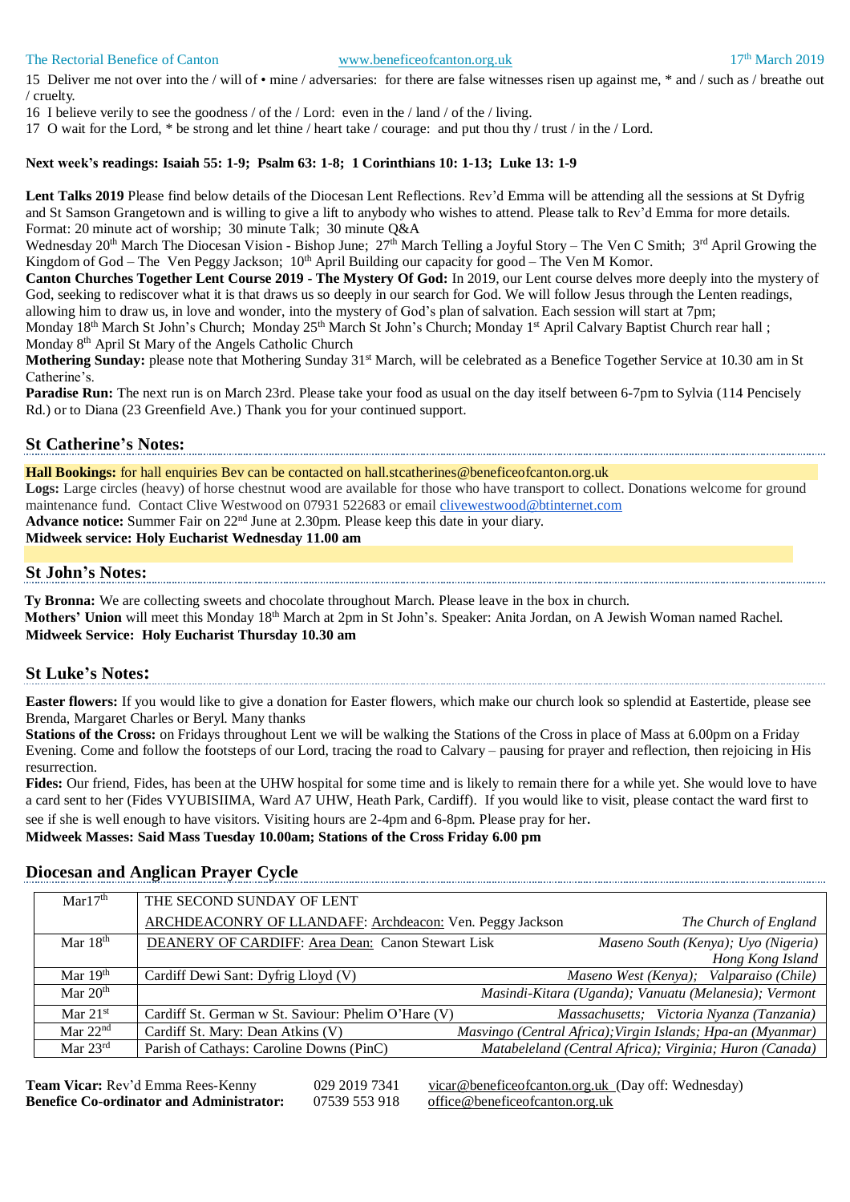15 Deliver me not over into the / will of • mine / adversaries: for there are false witnesses risen up against me, * and / such as / breathe out / cruelty.

16 I believe verily to see the goodness / of the / Lord: even in the / land / of the / living.

17 O wait for the Lord, * be strong and let thine / heart take / courage: and put thou thy / trust / in the / Lord.

**Next week's readings: Isaiah 55: 1-9; Psalm 63: 1-8; 1 Corinthians 10: 1-13; Luke 13: 1-9**

**Lent Talks 2019** Please find below details of the Diocesan Lent Reflections. Rev'd Emma will be attending all the sessions at St Dyfrig and St Samson Grangetown and is willing to give a lift to anybody who wishes to attend. Please talk to Rev'd Emma for more details. Format: 20 minute act of worship; 30 minute Talk; 30 minute Q&A

Wednesday 20th March The Diocesan Vision - Bishop June; 27th March Telling a Joyful Story – The Ven C Smith; 3rd April Growing the Kingdom of God – The Ven Peggy Jackson; 10th April Building our capacity for good – The Ven M Komor.

**Canton Churches Together Lent Course 2019 - The Mystery Of God:** In 2019, our Lent course delves more deeply into the mystery of God, seeking to rediscover what it is that draws us so deeply in our search for God. We will follow Jesus through the Lenten readings, allowing him to draw us, in love and wonder, into the mystery of God's plan of salvation. Each session will start at 7pm;

Monday 18th March St John's Church; Monday 25th March St John's Church; Monday 1st April Calvary Baptist Church rear hall ; Monday 8th April St Mary of the Angels Catholic Church

**Mothering Sunday:** please note that Mothering Sunday 31st March, will be celebrated as a Benefice Together Service at 10.30 am in St Catherine's.

**Paradise Run:** The next run is on March 23rd. Please take your food as usual on the day itself between 6-7pm to Sylvia (114 Pencisely Rd.) or to Diana (23 Greenfield Ave.) Thank you for your continued support.

## St Catherine's Notes:

**Hall Bookings:** for hall enquiries Bev can be contacted on hall.stcatherines@beneficeofcanton.org.uk

**Logs:** Large circles (heavy) of horse chestnut wood are available for those who have transport to collect. Donations welcome for ground maintenance fund. Contact Clive Westwood on 07931 522683 or email clivewestwood@btinternet.com

**Advance notice:** Summer Fair on 22nd June at 2.30pm. Please keep this date in your diary.

**Midweek service: Holy Eucharist Wednesday 11.00 am**

## St John's Notes:

**Ty Bronna:** We are collecting sweets and chocolate throughout March. Please leave in the box in church.

**Mothers' Union** will meet this Monday 18th March at 2pm in St John's. Speaker: Anita Jordan, on A Jewish Woman named Rachel.

**Midweek Service: Holy Eucharist Thursday 10.30 am**

## St Luke's Notes:

**Easter flowers:** If you would like to give a donation for Easter flowers, which make our church look so splendid at Eastertide, please see Brenda, Margaret Charles or Beryl. Many thanks

**Stations of the Cross:** on Fridays throughout Lent we will be walking the Stations of the Cross in place of Mass at 6.00pm on a Friday Evening. Come and follow the footsteps of our Lord, tracing the road to Calvary – pausing for prayer and reflection, then rejoicing in His resurrection.

**Fides:** Our friend, Fides, has been at the UHW hospital for some time and is likely to remain there for a while yet. She would love to have a card sent to her (Fides VYUBISIIMA, Ward A7 UHW, Heath Park, Cardiff). If you would like to visit, please contact the ward first to see if she is well enough to have visitors. Visiting hours are 2-4pm and 6-8pm. Please pray for her.

**Midweek Masses: Said Mass Tuesday 10.00am; Stations of the Cross Friday 6.00 pm**

## Diocesan and Anglican Prayer Cycle

| | | |
|---|---|---|
| Mar17th | THE SECOND SUNDAY OF LENT | |
| | ARCHDEACONRY OF LLANDAFF: Archdeacon: Ven. Peggy Jackson | *The Church of England* |
| Mar 18th | DEANERY OF CARDIFF: Area Dean: Canon Stewart Lisk | *Maseno South (Kenya); Uyo (Nigeria) Hong Kong Island* |
| Mar 19th | Cardiff Dewi Sant: Dyfrig Lloyd (V) | *Maseno West (Kenya); Valparaiso (Chile)* |
| Mar 20th | | *Masindi-Kitara (Uganda); Vanuatu (Melanesia); Vermont* |
| Mar 21st | Cardiff St. German w St. Saviour: Phelim O'Hare (V) | *Massachusetts; Victoria Nyanza (Tanzania)* |
| Mar 22nd | Cardiff St. Mary: Dean Atkins (V) | *Masvingo (Central Africa);Virgin Islands; Hpa-an (Myanmar)* |
| Mar 23rd | Parish of Cathays: Caroline Downs (PinC) | *Matabeleland (Central Africa); Virginia; Huron (Canada)* |

| | | |
|---|---|---|
| **Team Vicar:** Rev'd Emma Rees-Kenny | 029 2019 7341 | vicar@beneficeofcanton.org.uk (Day off: Wednesday) |
| **Benefice Co-ordinator and Administrator:** | 07539 553 918 | office@beneficeofcanton.org.uk |